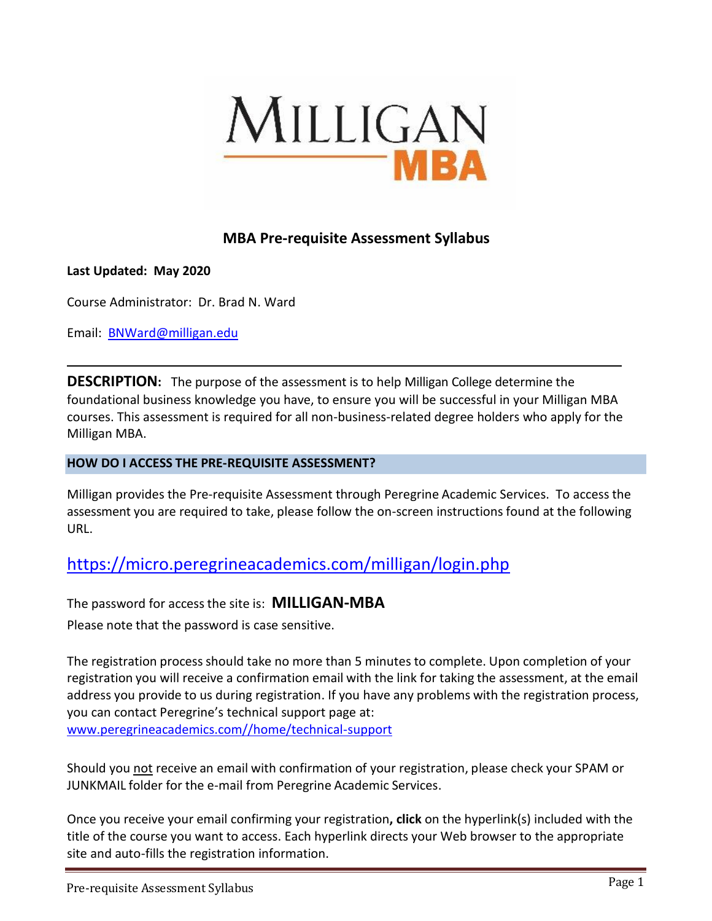# MILLIGAN MBA

## MBA Pre-requisite Assessment Syllabus

**Last Updated: May 2020**

Course Administrator: Dr. Brad N. Ward

Email: BNWard@milligan.edu

---

**DESCRIPTION:** The purpose of the assessment is to help Milligan College determine the foundational business knowledge you have, to ensure you will be successful in your Milligan MBA courses. This assessment is required for all non-business-related degree holders who apply for the Milligan MBA.

### HOW DO I ACCESS THE PRE-REQUISITE ASSESSMENT?

Milligan provides the Pre-requisite Assessment through Peregrine Academic Services. To access the assessment you are required to take, please follow the on-screen instructions found at the following URL.

https://micro.peregrineacademics.com/milligan/login.php

The password for access the site is: **MILLIGAN-MBA**

Please note that the password is case sensitive.

The registration process should take no more than 5 minutes to complete. Upon completion of your registration you will receive a confirmation email with the link for taking the assessment, at the email address you provide to us during registration. If you have any problems with the registration process, you can contact Peregrine's technical support page at: www.peregrineacademics.com//home/technical-support

Should you not receive an email with confirmation of your registration, please check your SPAM or JUNKMAIL folder for the e-mail from Peregrine Academic Services.

Once you receive your email confirming your registration**, click** on the hyperlink(s) included with the title of the course you want to access. Each hyperlink directs your Web browser to the appropriate site and auto-fills the registration information.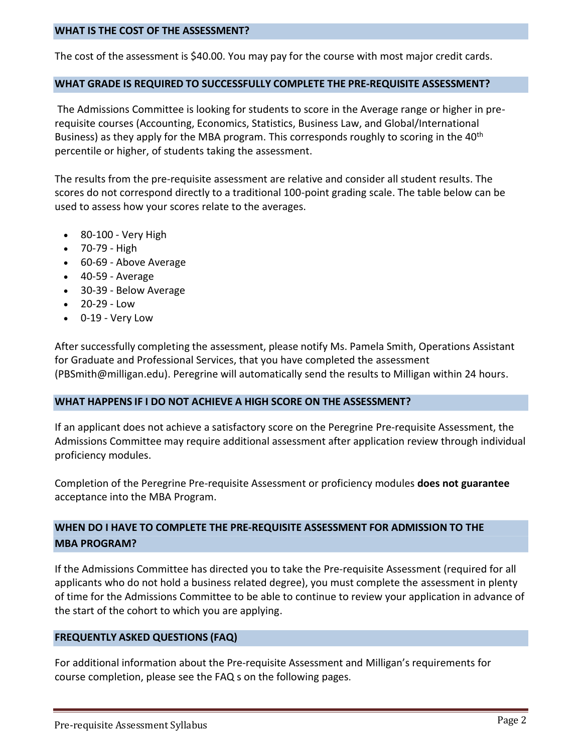## WHAT IS THE COST OF THE ASSESSMENT?

The cost of the assessment is $40.00. You may pay for the course with most major credit cards.

## WHAT GRADE IS REQUIRED TO SUCCESSFULLY COMPLETE THE PRE-REQUISITE ASSESSMENT?

The Admissions Committee is looking for students to score in the Average range or higher in pre-requisite courses (Accounting, Economics, Statistics, Business Law, and Global/International Business) as they apply for the MBA program. This corresponds roughly to scoring in the 40th percentile or higher, of students taking the assessment.

The results from the pre-requisite assessment are relative and consider all student results. The scores do not correspond directly to a traditional 100-point grading scale. The table below can be used to assess how your scores relate to the averages.

- 80-100 - Very High
- 70-79 - High
- 60-69 - Above Average
- 40-59 - Average
- 30-39 - Below Average
- 20-29 - Low
- 0-19 - Very Low

After successfully completing the assessment, please notify Ms. Pamela Smith, Operations Assistant for Graduate and Professional Services, that you have completed the assessment (PBSmith@milligan.edu). Peregrine will automatically send the results to Milligan within 24 hours.

## WHAT HAPPENS IF I DO NOT ACHIEVE A HIGH SCORE ON THE ASSESSMENT?

If an applicant does not achieve a satisfactory score on the Peregrine Pre-requisite Assessment, the Admissions Committee may require additional assessment after application review through individual proficiency modules.

Completion of the Peregrine Pre-requisite Assessment or proficiency modules **does not guarantee** acceptance into the MBA Program.

## WHEN DO I HAVE TO COMPLETE THE PRE-REQUISITE ASSESSMENT FOR ADMISSION TO THE MBA PROGRAM?

If the Admissions Committee has directed you to take the Pre-requisite Assessment (required for all applicants who do not hold a business related degree), you must complete the assessment in plenty of time for the Admissions Committee to be able to continue to review your application in advance of the start of the cohort to which you are applying.

## FREQUENTLY ASKED QUESTIONS (FAQ)

For additional information about the Pre-requisite Assessment and Milligan's requirements for course completion, please see the FAQ s on the following pages.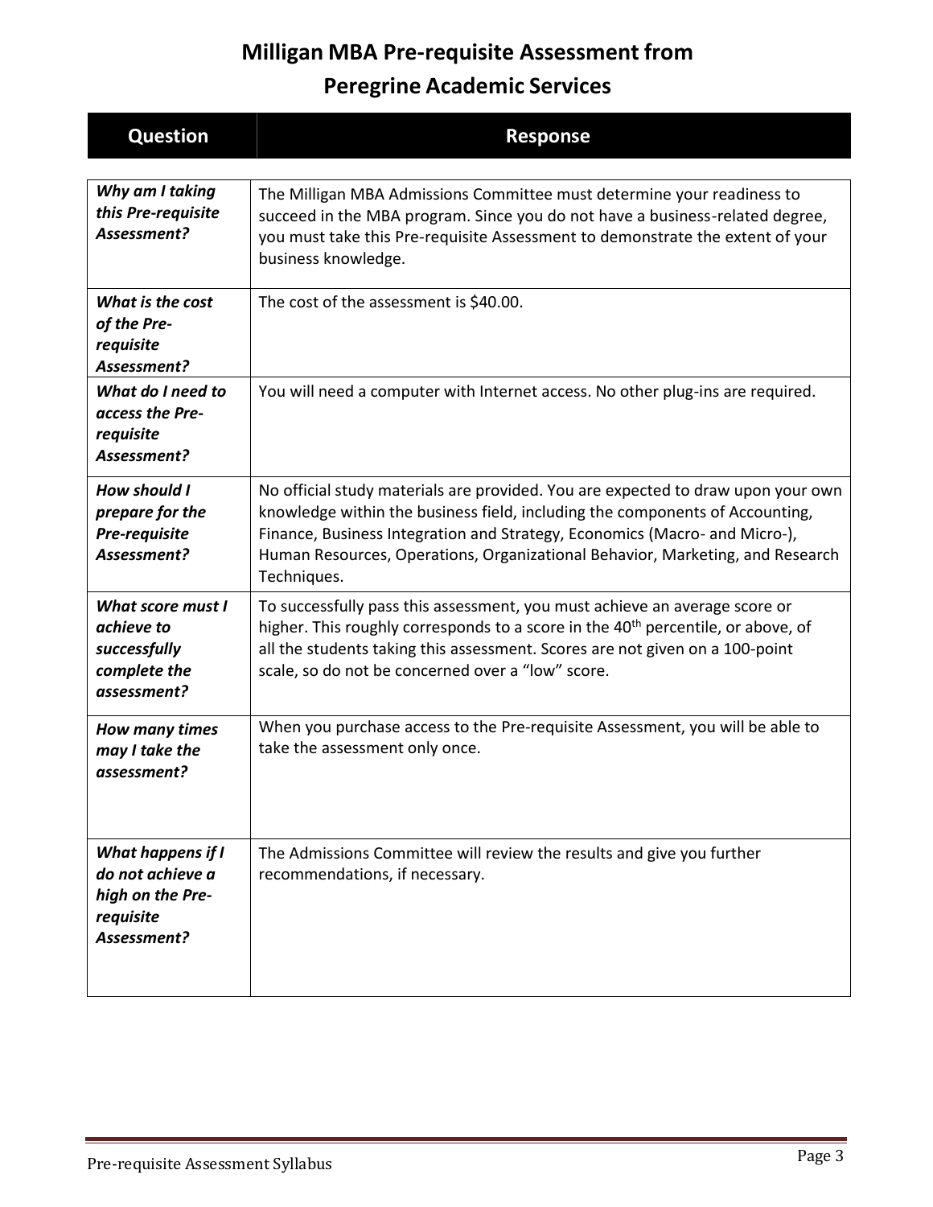# Milligan MBA Pre-requisite Assessment from Peregrine Academic Services

| Question | Response |
| --- | --- |
| ***Why am I taking this Pre-requisite Assessment?*** | The Milligan MBA Admissions Committee must determine your readiness to succeed in the MBA program. Since you do not have a business-related degree, you must take this Pre-requisite Assessment to demonstrate the extent of your business knowledge. |
| ***What is the cost of the Pre-requisite Assessment?*** | The cost of the assessment is $40.00. |
| ***What do I need to access the Pre-requisite Assessment?*** | You will need a computer with Internet access. No other plug-ins are required. |
| ***How should I prepare for the Pre-requisite Assessment?*** | No official study materials are provided. You are expected to draw upon your own knowledge within the business field, including the components of Accounting, Finance, Business Integration and Strategy, Economics (Macro- and Micro-), Human Resources, Operations, Organizational Behavior, Marketing, and Research Techniques. |
| ***What score must I achieve to successfully complete the assessment?*** | To successfully pass this assessment, you must achieve an average score or higher. This roughly corresponds to a score in the 40th percentile, or above, of all the students taking this assessment. Scores are not given on a 100-point scale, so do not be concerned over a "low" score. |
| ***How many times may I take the assessment?*** | When you purchase access to the Pre-requisite Assessment, you will be able to take the assessment only once. |
| ***What happens if I do not achieve a high on the Pre-requisite Assessment?*** | The Admissions Committee will review the results and give you further recommendations, if necessary. |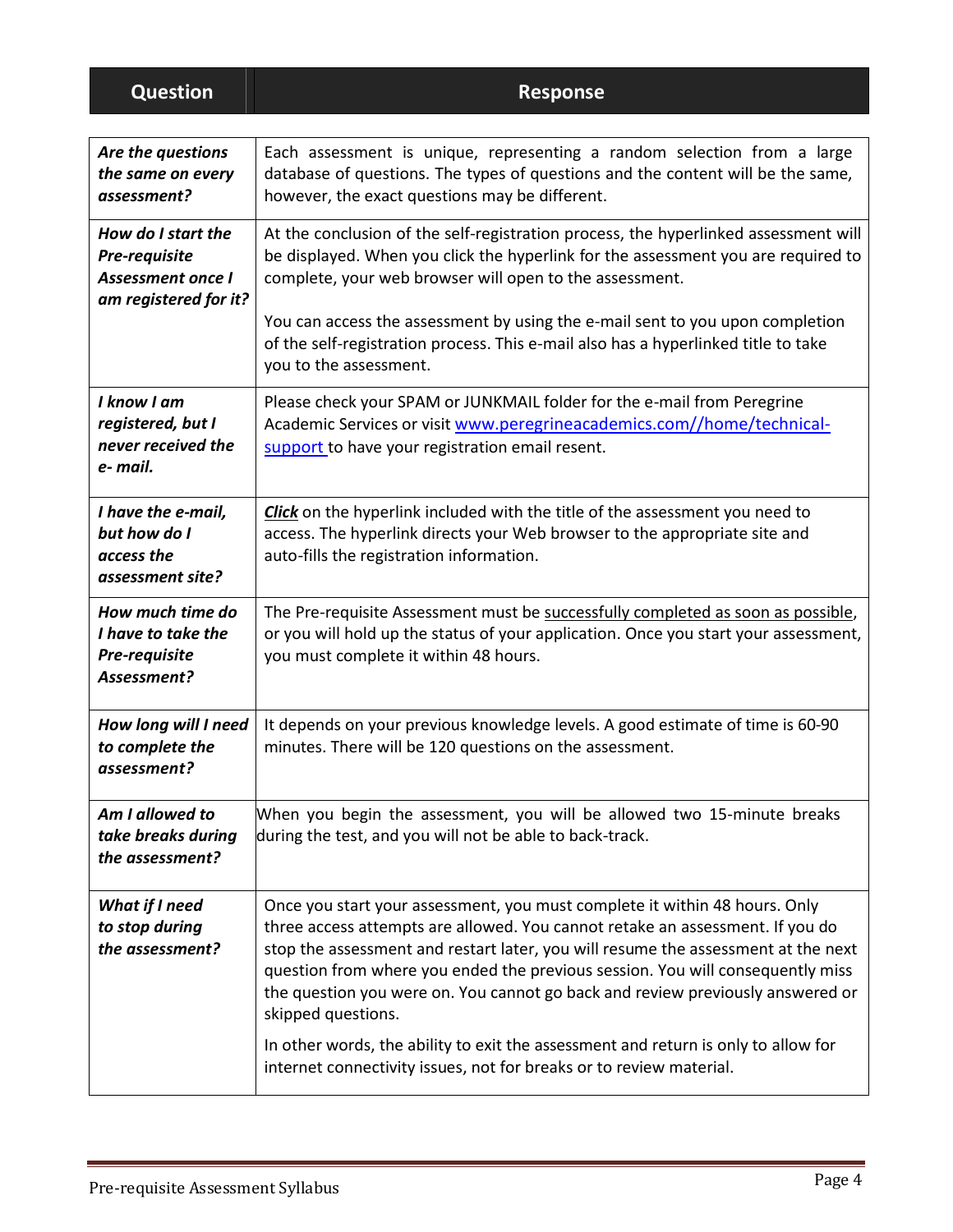| Question | Response |
|---|---|
| ***Are the questions the same on every assessment?*** | Each assessment is unique, representing a random selection from a large database of questions. The types of questions and the content will be the same, however, the exact questions may be different. |
| ***How do I start the Pre-requisite Assessment once I am registered for it?*** | At the conclusion of the self-registration process, the hyperlinked assessment will be displayed. When you click the hyperlink for the assessment you are required to complete, your web browser will open to the assessment.<br><br>You can access the assessment by using the e-mail sent to you upon completion of the self-registration process. This e-mail also has a hyperlinked title to take you to the assessment. |
| ***I know I am registered, but I never received the e- mail.*** | Please check your SPAM or JUNKMAIL folder for the e-mail from Peregrine Academic Services or visit [www.peregrineacademics.com//home/technical-support](www.peregrineacademics.com//home/technical-support) to have your registration email resent. |
| ***I have the e-mail, but how do I access the assessment site?*** | ***Click*** on the hyperlink included with the title of the assessment you need to access. The hyperlink directs your Web browser to the appropriate site and auto-fills the registration information. |
| ***How much time do I have to take the Pre-requisite Assessment?*** | The Pre-requisite Assessment must be successfully completed as soon as possible, or you will hold up the status of your application. Once you start your assessment, you must complete it within 48 hours. |
| ***How long will I need to complete the assessment?*** | It depends on your previous knowledge levels. A good estimate of time is 60-90 minutes. There will be 120 questions on the assessment. |
| ***Am I allowed to take breaks during the assessment?*** | When you begin the assessment, you will be allowed two 15-minute breaks during the test, and you will not be able to back-track. |
| ***What if I need to stop during the assessment?*** | Once you start your assessment, you must complete it within 48 hours. Only three access attempts are allowed. You cannot retake an assessment. If you do stop the assessment and restart later, you will resume the assessment at the next question from where you ended the previous session. You will consequently miss the question you were on. You cannot go back and review previously answered or skipped questions.<br><br>In other words, the ability to exit the assessment and return is only to allow for internet connectivity issues, not for breaks or to review material. |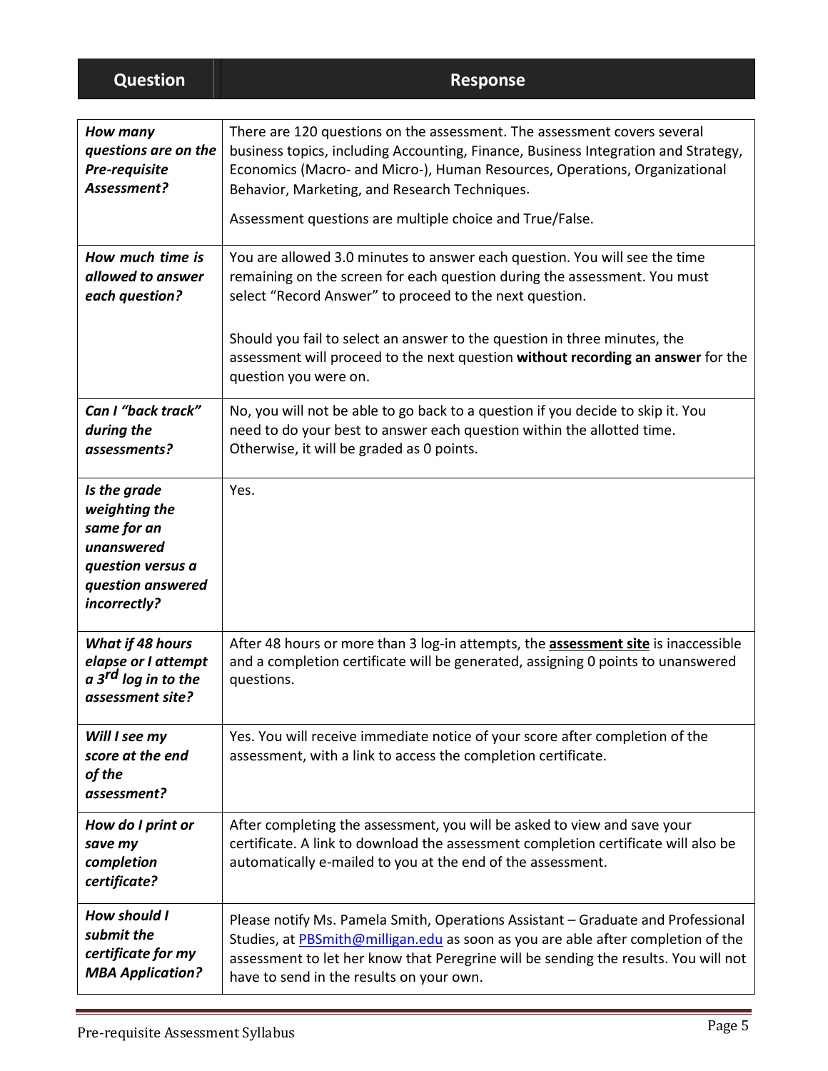| Question | Response |
| --- | --- |
| ***How many questions are on the Pre-requisite Assessment?*** | There are 120 questions on the assessment. The assessment covers several business topics, including Accounting, Finance, Business Integration and Strategy, Economics (Macro- and Micro-), Human Resources, Operations, Organizational Behavior, Marketing, and Research Techniques.<br><br>Assessment questions are multiple choice and True/False. |
| ***How much time is allowed to answer each question?*** | You are allowed 3.0 minutes to answer each question. You will see the time remaining on the screen for each question during the assessment. You must select "Record Answer" to proceed to the next question.<br><br>Should you fail to select an answer to the question in three minutes, the assessment will proceed to the next question **without recording an answer** for the question you were on. |
| ***Can I "back track" during the assessments?*** | No, you will not be able to go back to a question if you decide to skip it. You need to do your best to answer each question within the allotted time. Otherwise, it will be graded as 0 points. |
| ***Is the grade weighting the same for an unanswered question versus a question answered incorrectly?*** | Yes. |
| ***What if 48 hours elapse or I attempt a 3rd log in to the assessment site?*** | After 48 hours or more than 3 log-in attempts, the **assessment site** is inaccessible and a completion certificate will be generated, assigning 0 points to unanswered questions. |
| ***Will I see my score at the end of the assessment?*** | Yes. You will receive immediate notice of your score after completion of the assessment, with a link to access the completion certificate. |
| ***How do I print or save my completion certificate?*** | After completing the assessment, you will be asked to view and save your certificate. A link to download the assessment completion certificate will also be automatically e-mailed to you at the end of the assessment. |
| ***How should I submit the certificate for my MBA Application?*** | Please notify Ms. Pamela Smith, Operations Assistant – Graduate and Professional Studies, at PBSmith@milligan.edu as soon as you are able after completion of the assessment to let her know that Peregrine will be sending the results. You will not have to send in the results on your own. |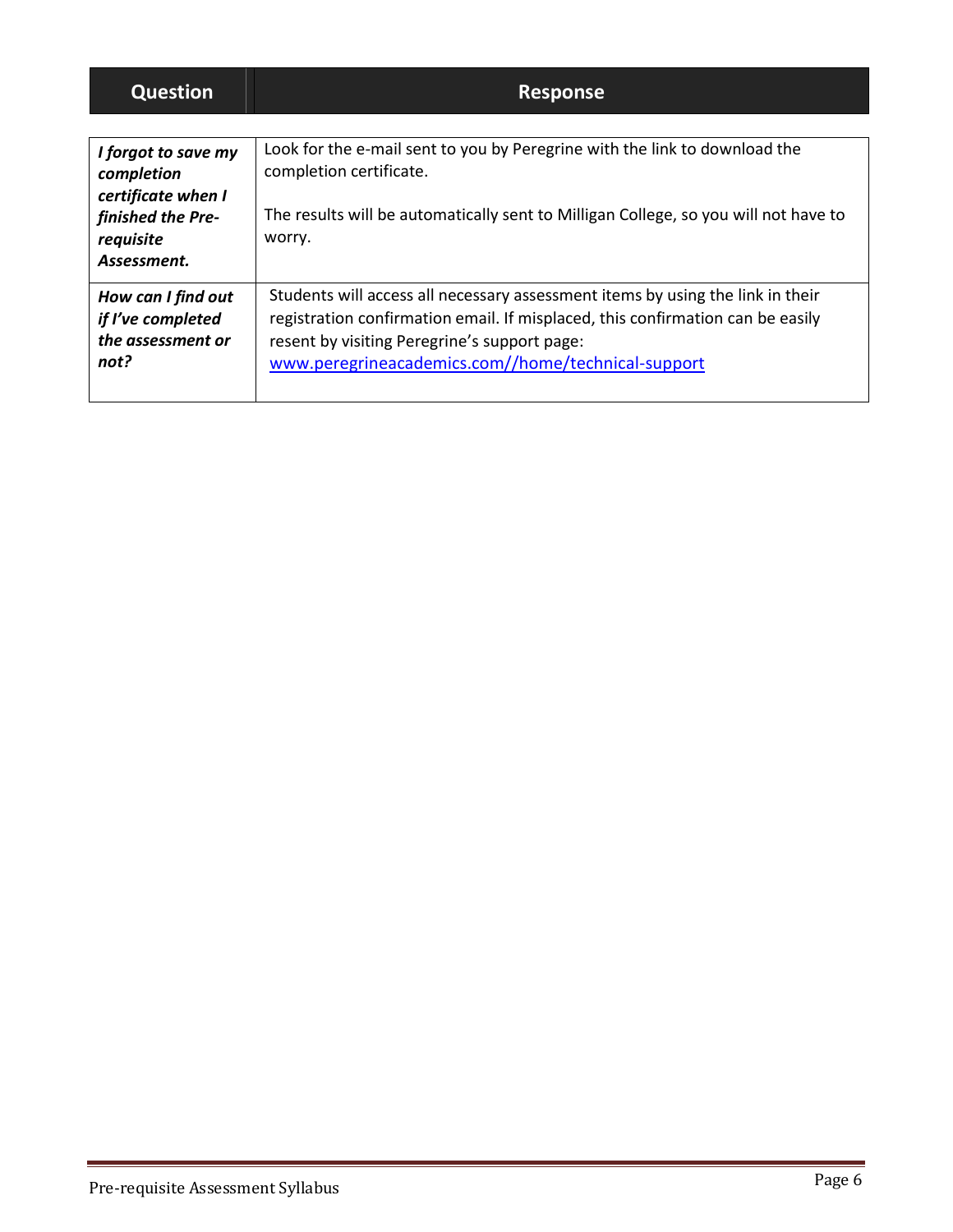| Question | Response |
|---|---|
| ***I forgot to save my completion certificate when I finished the Pre-requisite Assessment.*** | Look for the e-mail sent to you by Peregrine with the link to download the completion certificate.<br><br>The results will be automatically sent to Milligan College, so you will not have to worry. |
| ***How can I find out if I've completed the assessment or not?*** | Students will access all necessary assessment items by using the link in their registration confirmation email. If misplaced, this confirmation can be easily resent by visiting Peregrine's support page: [www.peregrineacademics.com//home/technical-support](www.peregrineacademics.com//home/technical-support) |